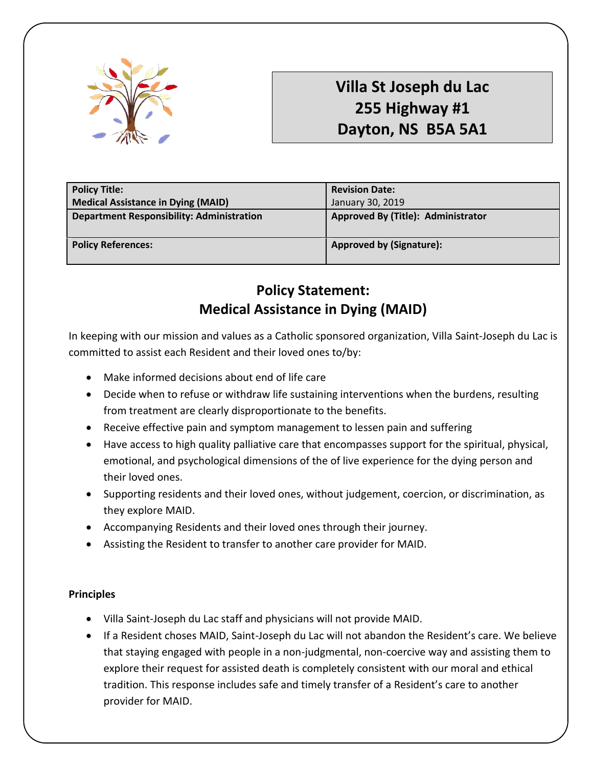# Villa St Joseph du Lac
# 255 Highway #1
# Dayton, NS B5A 5A1

| **Policy Title:** **Medical Assistance in Dying (MAID)** | **Revision Date:** January 30, 2019 |
|---|---|
| **Department Responsibility: Administration** | **Approved By (Title): Administrator** |
| **Policy References:** | **Approved by (Signature):** |

## Policy Statement: Medical Assistance in Dying (MAID)

In keeping with our mission and values as a Catholic sponsored organization, Villa Saint-Joseph du Lac is committed to assist each Resident and their loved ones to/by:

- Make informed decisions about end of life care
- Decide when to refuse or withdraw life sustaining interventions when the burdens, resulting from treatment are clearly disproportionate to the benefits.
- Receive effective pain and symptom management to lessen pain and suffering
- Have access to high quality palliative care that encompasses support for the spiritual, physical, emotional, and psychological dimensions of the of live experience for the dying person and their loved ones.
- Supporting residents and their loved ones, without judgement, coercion, or discrimination, as they explore MAID.
- Accompanying Residents and their loved ones through their journey.
- Assisting the Resident to transfer to another care provider for MAID.

**Principles**

- Villa Saint-Joseph du Lac staff and physicians will not provide MAID.
- If a Resident choses MAID, Saint-Joseph du Lac will not abandon the Resident's care. We believe that staying engaged with people in a non-judgmental, non-coercive way and assisting them to explore their request for assisted death is completely consistent with our moral and ethical tradition. This response includes safe and timely transfer of a Resident's care to another provider for MAID.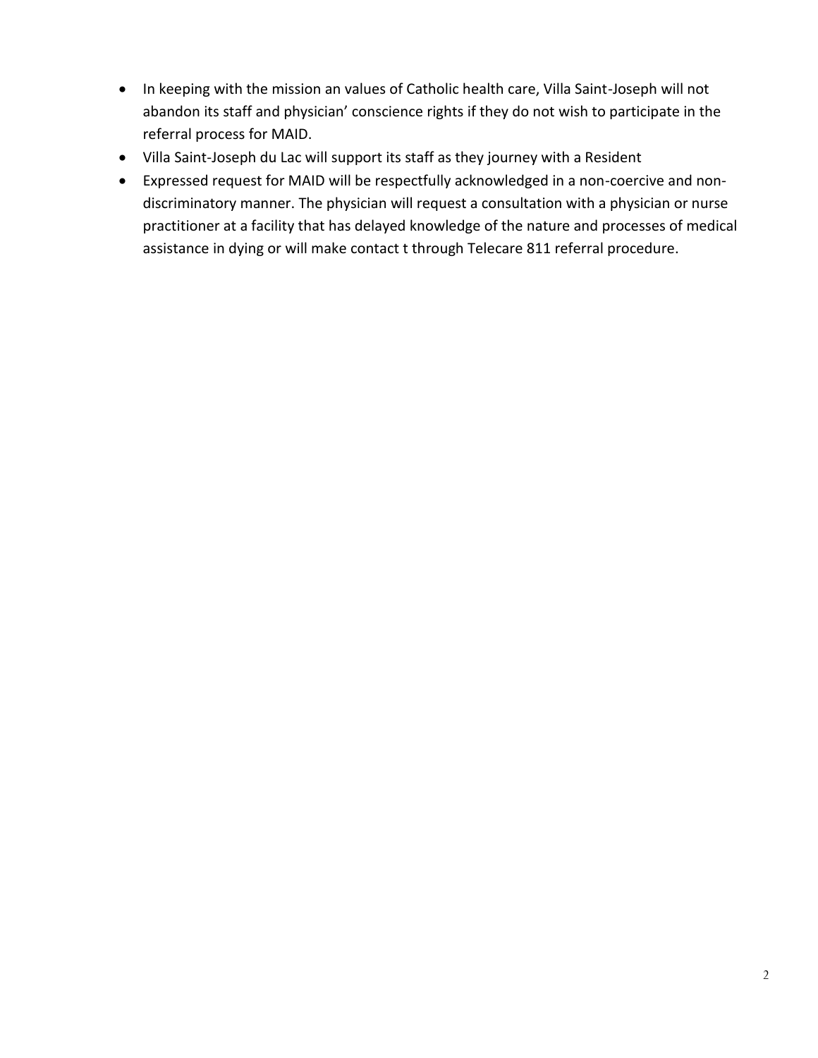- In keeping with the mission an values of Catholic health care, Villa Saint-Joseph will not abandon its staff and physician' conscience rights if they do not wish to participate in the referral process for MAID.
- Villa Saint-Joseph du Lac will support its staff as they journey with a Resident
- Expressed request for MAID will be respectfully acknowledged in a non-coercive and non-discriminatory manner. The physician will request a consultation with a physician or nurse practitioner at a facility that has delayed knowledge of the nature and processes of medical assistance in dying or will make contact t through Telecare 811 referral procedure.